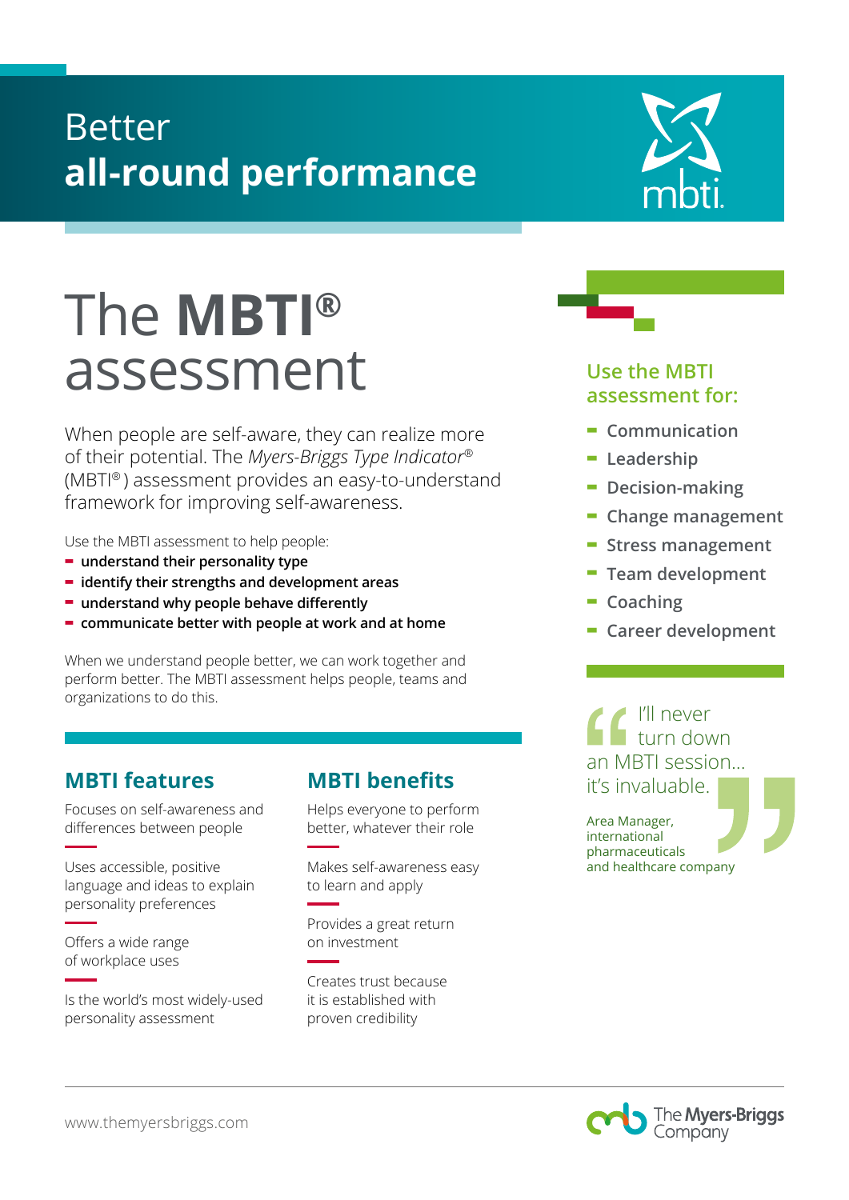# Better **all-round performance**

# The **MBTI®** assessment

When people are self-aware, they can realize more of their potential. The *Myers-Briggs Type Indicator®* (MBTI®) assessment provides an easy-to-understand framework for improving self-awareness.

Use the MBTI assessment to help people:

- **understand their personality type**
- **identify their strengths and development areas**
- **understand why people behave differently**
- **communicate better with people at work and at home**

When we understand people better, we can work together and perform better. The MBTI assessment helps people, teams and organizations to do this.

## MBTI features

Focuses on self-awareness and differences between people

Uses accessible, positive language and ideas to explain personality preferences

Offers a wide range of workplace uses

Is the world's most widely-used personality assessment

## MBTI benefits

Helps everyone to perform better, whatever their role

Makes self-awareness easy to learn and apply

Provides a great return on investment

Creates trust because it is established with proven credibility

## Use the MBTI assessment for:

- Communication
- Leadership
- Decision-making
- Change management
- Stress management
- Team development
- Coaching
- Career development

> "I'll never turn down an MBTI session... it's invaluable."
>
> Area Manager, international pharmaceuticals and healthcare company

www.themyersbriggs.com

The Myers-Briggs Company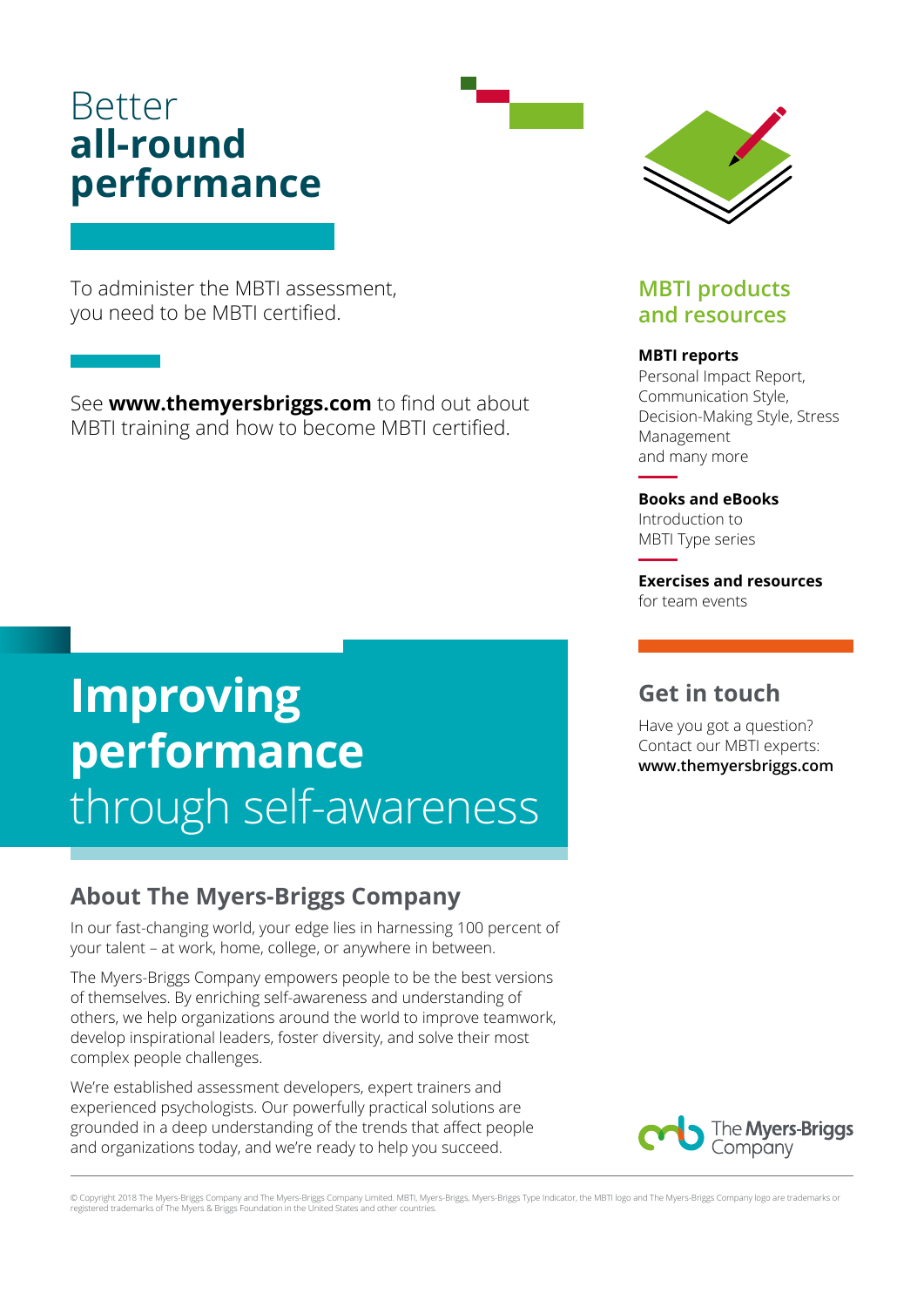# Better **all-round performance**

To administer the MBTI assessment, you need to be MBTI certified.

See **www.themyersbriggs.com** to find out about MBTI training and how to become MBTI certified.

## MBTI products and resources

**MBTI reports**
Personal Impact Report, Communication Style, Decision-Making Style, Stress Management and many more

**Books and eBooks**
Introduction to MBTI Type series

**Exercises and resources**
for team events

## Get in touch

Have you got a question?
Contact our MBTI experts:
**www.themyersbriggs.com**

# **Improving performance** through self-awareness

## About The Myers-Briggs Company

In our fast-changing world, your edge lies in harnessing 100 percent of your talent – at work, home, college, or anywhere in between.

The Myers-Briggs Company empowers people to be the best versions of themselves. By enriching self-awareness and understanding of others, we help organizations around the world to improve teamwork, develop inspirational leaders, foster diversity, and solve their most complex people challenges.

We're established assessment developers, expert trainers and experienced psychologists. Our powerfully practical solutions are grounded in a deep understanding of the trends that affect people and organizations today, and we're ready to help you succeed.

The Myers-Briggs Company

© Copyright 2018 The Myers-Briggs Company and The Myers-Briggs Company Limited. MBTI, Myers-Briggs, Myers-Briggs Type Indicator, the MBTI logo and The Myers-Briggs Company logo are trademarks or registered trademarks of The Myers & Briggs Foundation in the United States and other countries.